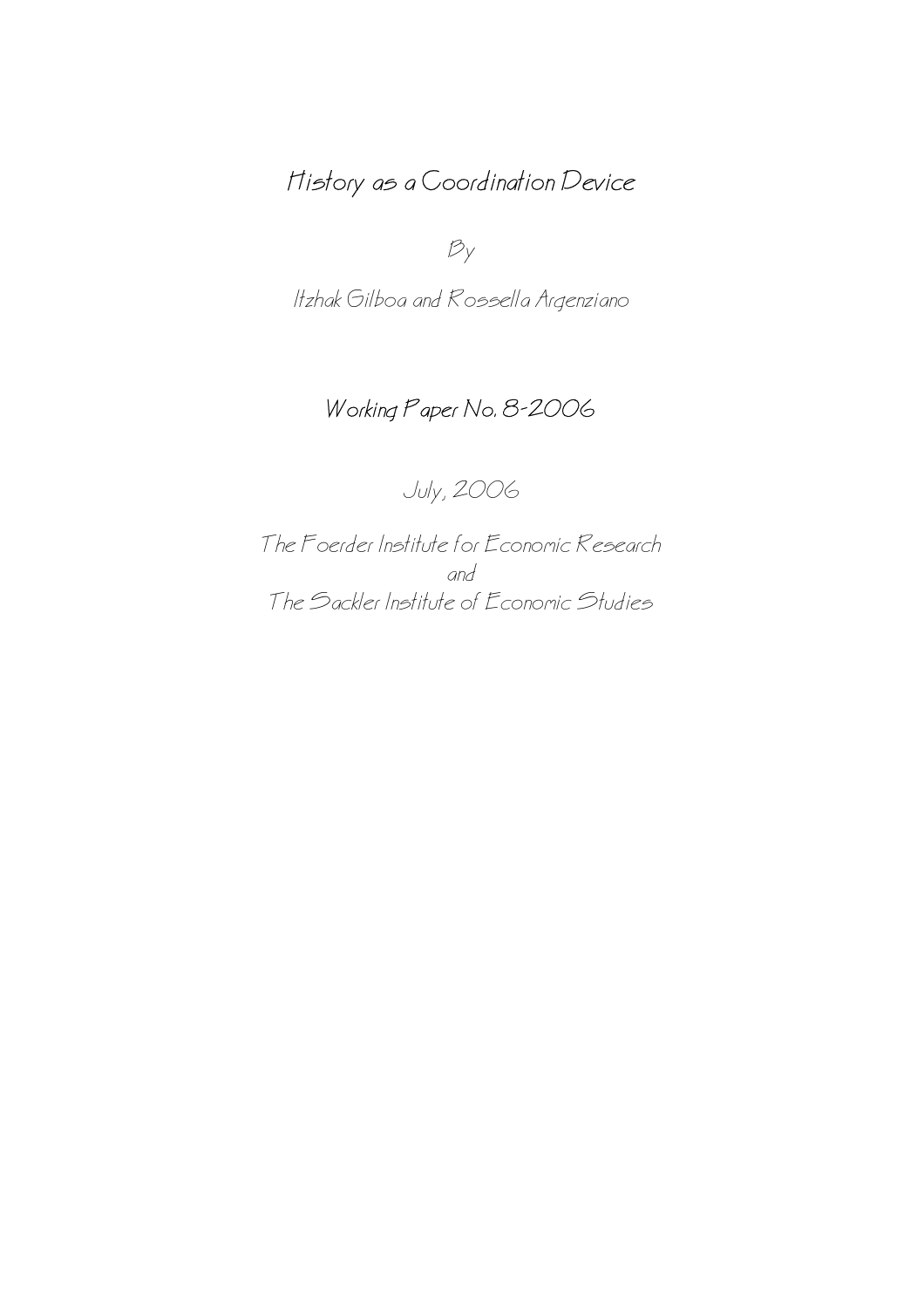# History as a Coordination Device

By

Itzhak Gilboa and Rossella Argenziano

Working Paper No. 8-2006

July, 2006

The Foerder Institute for Economic Research
and
The Sackler Institute of Economic Studies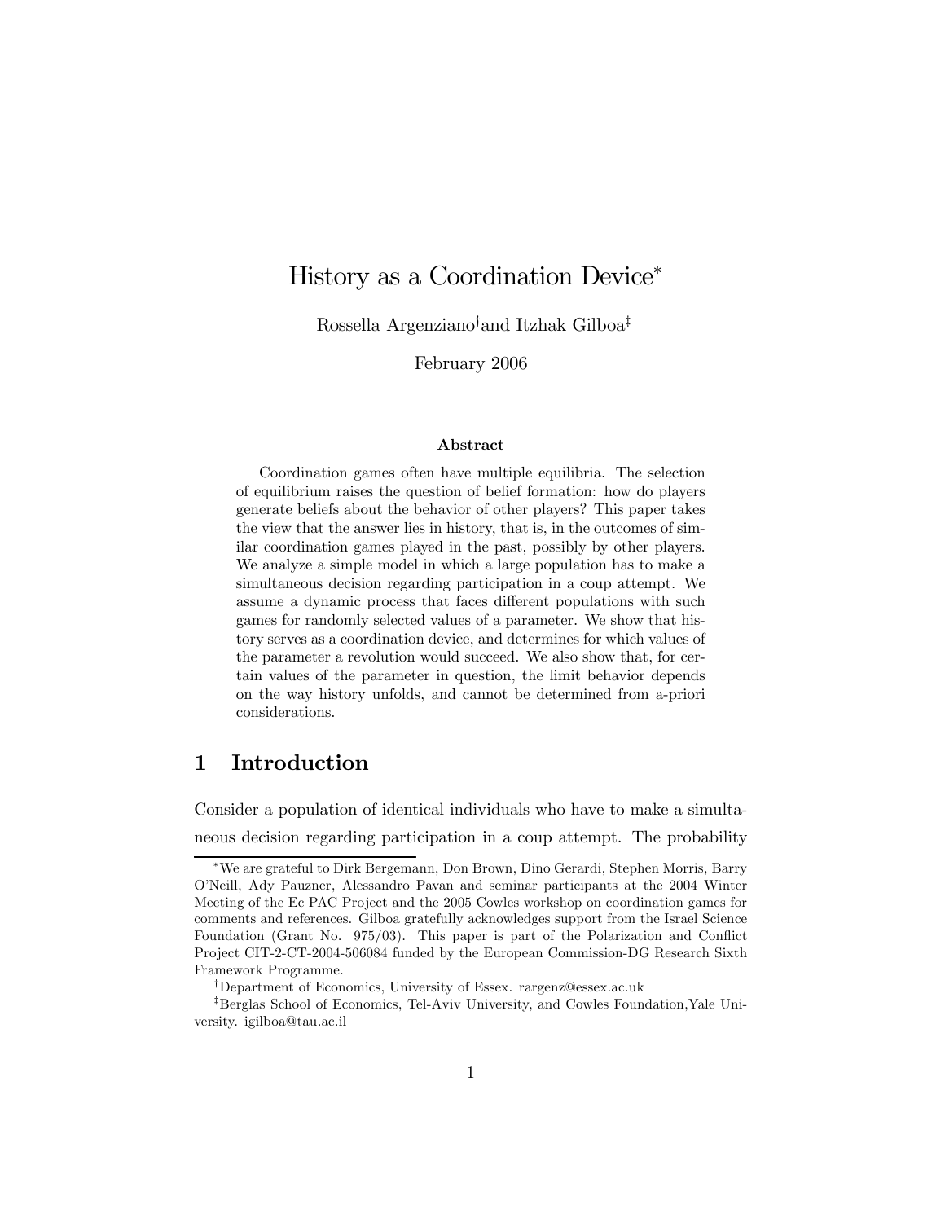# History as a Coordination Device*

Rossella Argenziano[†] and Itzhak Gilboa[‡]

February 2006

**Abstract**

Coordination games often have multiple equilibria. The selection of equilibrium raises the question of belief formation: how do players generate beliefs about the behavior of other players? This paper takes the view that the answer lies in history, that is, in the outcomes of similar coordination games played in the past, possibly by other players. We analyze a simple model in which a large population has to make a simultaneous decision regarding participation in a coup attempt. We assume a dynamic process that faces different populations with such games for randomly selected values of a parameter. We show that history serves as a coordination device, and determines for which values of the parameter a revolution would succeed. We also show that, for certain values of the parameter in question, the limit behavior depends on the way history unfolds, and cannot be determined from a-priori considerations.

## 1 Introduction

Consider a population of identical individuals who have to make a simultaneous decision regarding participation in a coup attempt. The probability

---

*We are grateful to Dirk Bergemann, Don Brown, Dino Gerardi, Stephen Morris, Barry O'Neill, Ady Pauzner, Alessandro Pavan and seminar participants at the 2004 Winter Meeting of the Ec PAC Project and the 2005 Cowles workshop on coordination games for comments and references. Gilboa gratefully acknowledges support from the Israel Science Foundation (Grant No. 975/03). This paper is part of the Polarization and Conflict Project CIT-2-CT-2004-506084 funded by the European Commission-DG Research Sixth Framework Programme.

[†]Department of Economics, University of Essex. rargenz@essex.ac.uk

[‡]Berglas School of Economics, Tel-Aviv University, and Cowles Foundation,Yale University. igilboa@tau.ac.il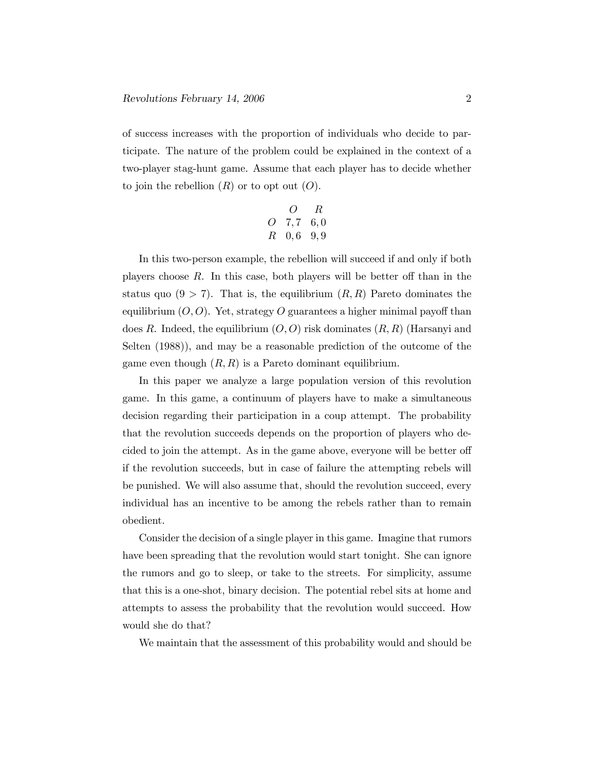of success increases with the proportion of individuals who decide to participate. The nature of the problem could be explained in the context of a two-player stag-hunt game. Assume that each player has to decide whether to join the rebellion ($R$) or to opt out ($O$).

|  | $O$ | $R$ |
|---|---|---|
| $O$ | $7,7$ | $6,0$ |
| $R$ | $0,6$ | $9,9$ |

In this two-person example, the rebellion will succeed if and only if both players choose $R$. In this case, both players will be better off than in the status quo ($9 > 7$). That is, the equilibrium $(R, R)$ Pareto dominates the equilibrium $(O, O)$. Yet, strategy $O$ guarantees a higher minimal payoff than does $R$. Indeed, the equilibrium $(O, O)$ risk dominates $(R, R)$ (Harsanyi and Selten (1988)), and may be a reasonable prediction of the outcome of the game even though $(R, R)$ is a Pareto dominant equilibrium.

In this paper we analyze a large population version of this revolution game. In this game, a continuum of players have to make a simultaneous decision regarding their participation in a coup attempt. The probability that the revolution succeeds depends on the proportion of players who decided to join the attempt. As in the game above, everyone will be better off if the revolution succeeds, but in case of failure the attempting rebels will be punished. We will also assume that, should the revolution succeed, every individual has an incentive to be among the rebels rather than to remain obedient.

Consider the decision of a single player in this game. Imagine that rumors have been spreading that the revolution would start tonight. She can ignore the rumors and go to sleep, or take to the streets. For simplicity, assume that this is a one-shot, binary decision. The potential rebel sits at home and attempts to assess the probability that the revolution would succeed. How would she do that?

We maintain that the assessment of this probability would and should be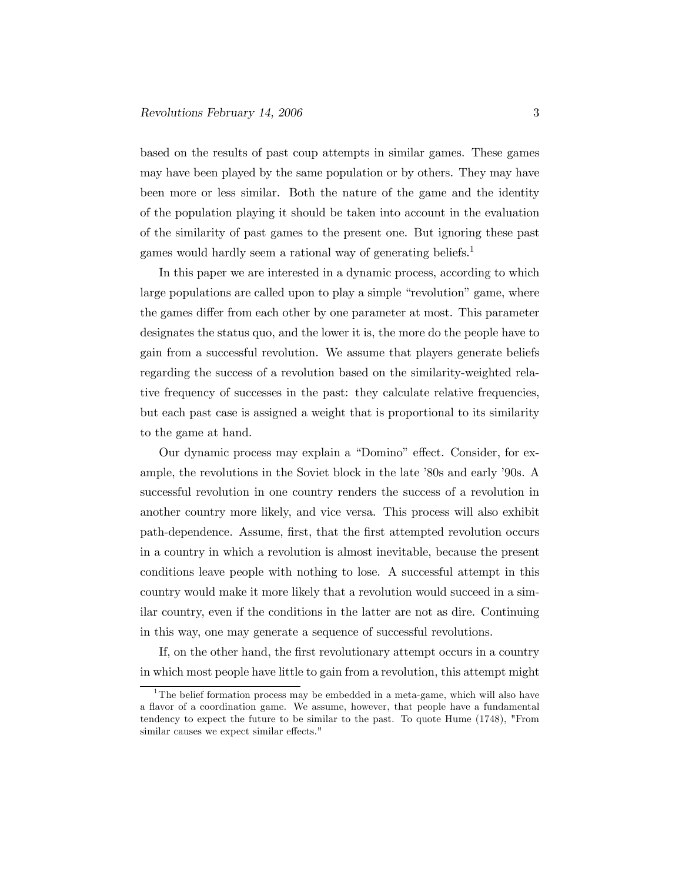based on the results of past coup attempts in similar games. These games may have been played by the same population or by others. They may have been more or less similar. Both the nature of the game and the identity of the population playing it should be taken into account in the evaluation of the similarity of past games to the present one. But ignoring these past games would hardly seem a rational way of generating beliefs.[1]

In this paper we are interested in a dynamic process, according to which large populations are called upon to play a simple "revolution" game, where the games differ from each other by one parameter at most. This parameter designates the status quo, and the lower it is, the more do the people have to gain from a successful revolution. We assume that players generate beliefs regarding the success of a revolution based on the similarity-weighted relative frequency of successes in the past: they calculate relative frequencies, but each past case is assigned a weight that is proportional to its similarity to the game at hand.

Our dynamic process may explain a "Domino" effect. Consider, for example, the revolutions in the Soviet block in the late '80s and early '90s. A successful revolution in one country renders the success of a revolution in another country more likely, and vice versa. This process will also exhibit path-dependence. Assume, first, that the first attempted revolution occurs in a country in which a revolution is almost inevitable, because the present conditions leave people with nothing to lose. A successful attempt in this country would make it more likely that a revolution would succeed in a similar country, even if the conditions in the latter are not as dire. Continuing in this way, one may generate a sequence of successful revolutions.

If, on the other hand, the first revolutionary attempt occurs in a country in which most people have little to gain from a revolution, this attempt might

---

[1] The belief formation process may be embedded in a meta-game, which will also have a flavor of a coordination game. We assume, however, that people have a fundamental tendency to expect the future to be similar to the past. To quote Hume (1748), "From similar causes we expect similar effects."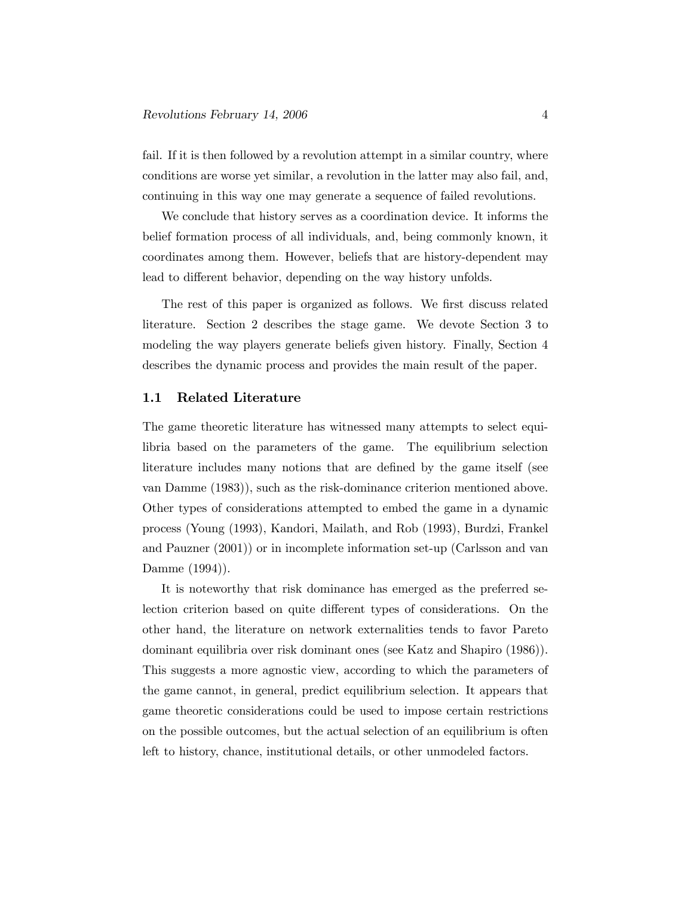fail. If it is then followed by a revolution attempt in a similar country, where conditions are worse yet similar, a revolution in the latter may also fail, and, continuing in this way one may generate a sequence of failed revolutions.

We conclude that history serves as a coordination device. It informs the belief formation process of all individuals, and, being commonly known, it coordinates among them. However, beliefs that are history-dependent may lead to different behavior, depending on the way history unfolds.

The rest of this paper is organized as follows. We first discuss related literature. Section 2 describes the stage game. We devote Section 3 to modeling the way players generate beliefs given history. Finally, Section 4 describes the dynamic process and provides the main result of the paper.

### 1.1 Related Literature

The game theoretic literature has witnessed many attempts to select equilibria based on the parameters of the game. The equilibrium selection literature includes many notions that are defined by the game itself (see van Damme (1983)), such as the risk-dominance criterion mentioned above. Other types of considerations attempted to embed the game in a dynamic process (Young (1993), Kandori, Mailath, and Rob (1993), Burdzi, Frankel and Pauzner (2001)) or in incomplete information set-up (Carlsson and van Damme (1994)).

It is noteworthy that risk dominance has emerged as the preferred selection criterion based on quite different types of considerations. On the other hand, the literature on network externalities tends to favor Pareto dominant equilibria over risk dominant ones (see Katz and Shapiro (1986)). This suggests a more agnostic view, according to which the parameters of the game cannot, in general, predict equilibrium selection. It appears that game theoretic considerations could be used to impose certain restrictions on the possible outcomes, but the actual selection of an equilibrium is often left to history, chance, institutional details, or other unmodeled factors.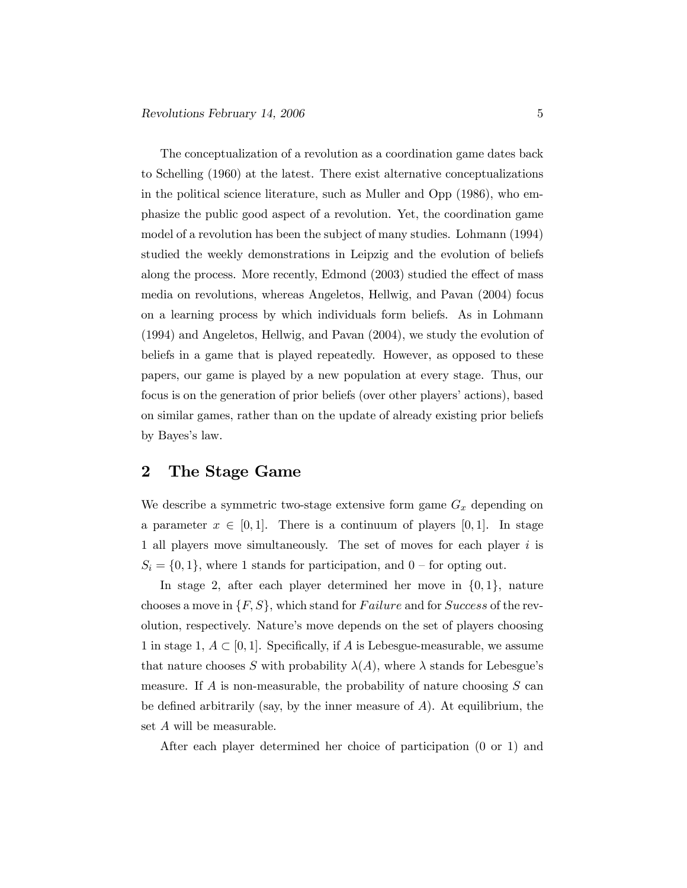The conceptualization of a revolution as a coordination game dates back to Schelling (1960) at the latest. There exist alternative conceptualizations in the political science literature, such as Muller and Opp (1986), who emphasize the public good aspect of a revolution. Yet, the coordination game model of a revolution has been the subject of many studies. Lohmann (1994) studied the weekly demonstrations in Leipzig and the evolution of beliefs along the process. More recently, Edmond (2003) studied the effect of mass media on revolutions, whereas Angeletos, Hellwig, and Pavan (2004) focus on a learning process by which individuals form beliefs. As in Lohmann (1994) and Angeletos, Hellwig, and Pavan (2004), we study the evolution of beliefs in a game that is played repeatedly. However, as opposed to these papers, our game is played by a new population at every stage. Thus, our focus is on the generation of prior beliefs (over other players' actions), based on similar games, rather than on the update of already existing prior beliefs by Bayes's law.

## 2 The Stage Game

We describe a symmetric two-stage extensive form game $G_x$ depending on a parameter $x \in [0,1]$. There is a continuum of players $[0,1]$. In stage 1 all players move simultaneously. The set of moves for each player $i$ is $S_i = \{0,1\}$, where 1 stands for participation, and 0 – for opting out.

In stage 2, after each player determined her move in $\{0,1\}$, nature chooses a move in $\{F, S\}$, which stand for $Failure$ and for $Success$ of the revolution, respectively. Nature's move depends on the set of players choosing 1 in stage 1, $A \subset [0,1]$. Specifically, if $A$ is Lebesgue-measurable, we assume that nature chooses $S$ with probability $\lambda(A)$, where $\lambda$ stands for Lebesgue's measure. If $A$ is non-measurable, the probability of nature choosing $S$ can be defined arbitrarily (say, by the inner measure of $A$). At equilibrium, the set $A$ will be measurable.

After each player determined her choice of participation (0 or 1) and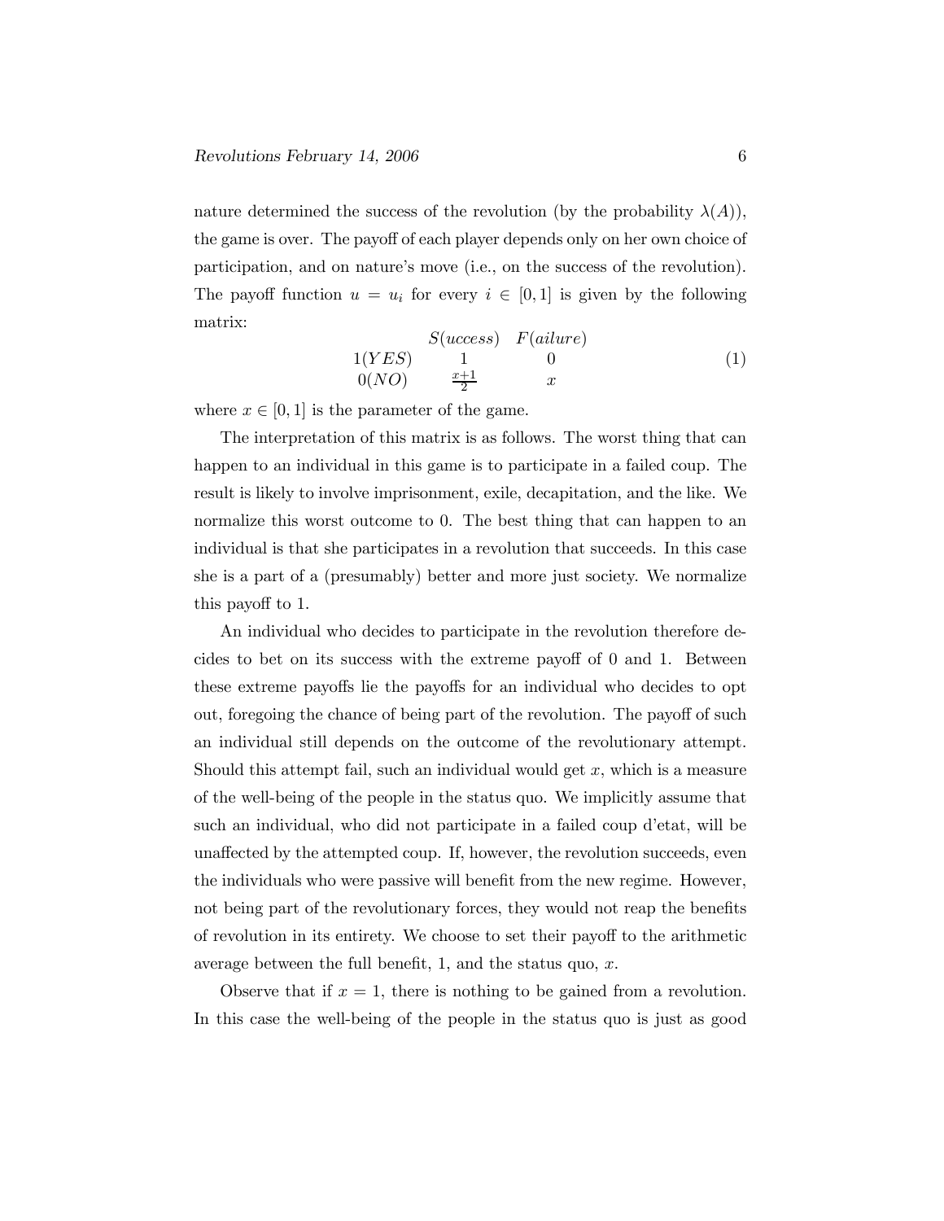nature determined the success of the revolution (by the probability $\lambda(A)$), the game is over. The payoff of each player depends only on her own choice of participation, and on nature's move (i.e., on the success of the revolution). The payoff function $u = u_i$ for every $i \in [0, 1]$ is given by the following matrix:

$$\begin{array}{ccc} & S(uccess) & F(ailure) \\ 1(YES) & 1 & 0 \\ 0(NO) & \frac{x+1}{2} & x \end{array} \tag{1}$$

where $x \in [0, 1]$ is the parameter of the game.

The interpretation of this matrix is as follows. The worst thing that can happen to an individual in this game is to participate in a failed coup. The result is likely to involve imprisonment, exile, decapitation, and the like. We normalize this worst outcome to 0. The best thing that can happen to an individual is that she participates in a revolution that succeeds. In this case she is a part of a (presumably) better and more just society. We normalize this payoff to 1.

An individual who decides to participate in the revolution therefore decides to bet on its success with the extreme payoff of 0 and 1. Between these extreme payoffs lie the payoffs for an individual who decides to opt out, foregoing the chance of being part of the revolution. The payoff of such an individual still depends on the outcome of the revolutionary attempt. Should this attempt fail, such an individual would get $x$, which is a measure of the well-being of the people in the status quo. We implicitly assume that such an individual, who did not participate in a failed coup d'etat, will be unaffected by the attempted coup. If, however, the revolution succeeds, even the individuals who were passive will benefit from the new regime. However, not being part of the revolutionary forces, they would not reap the benefits of revolution in its entirety. We choose to set their payoff to the arithmetic average between the full benefit, 1, and the status quo, $x$.

Observe that if $x = 1$, there is nothing to be gained from a revolution. In this case the well-being of the people in the status quo is just as good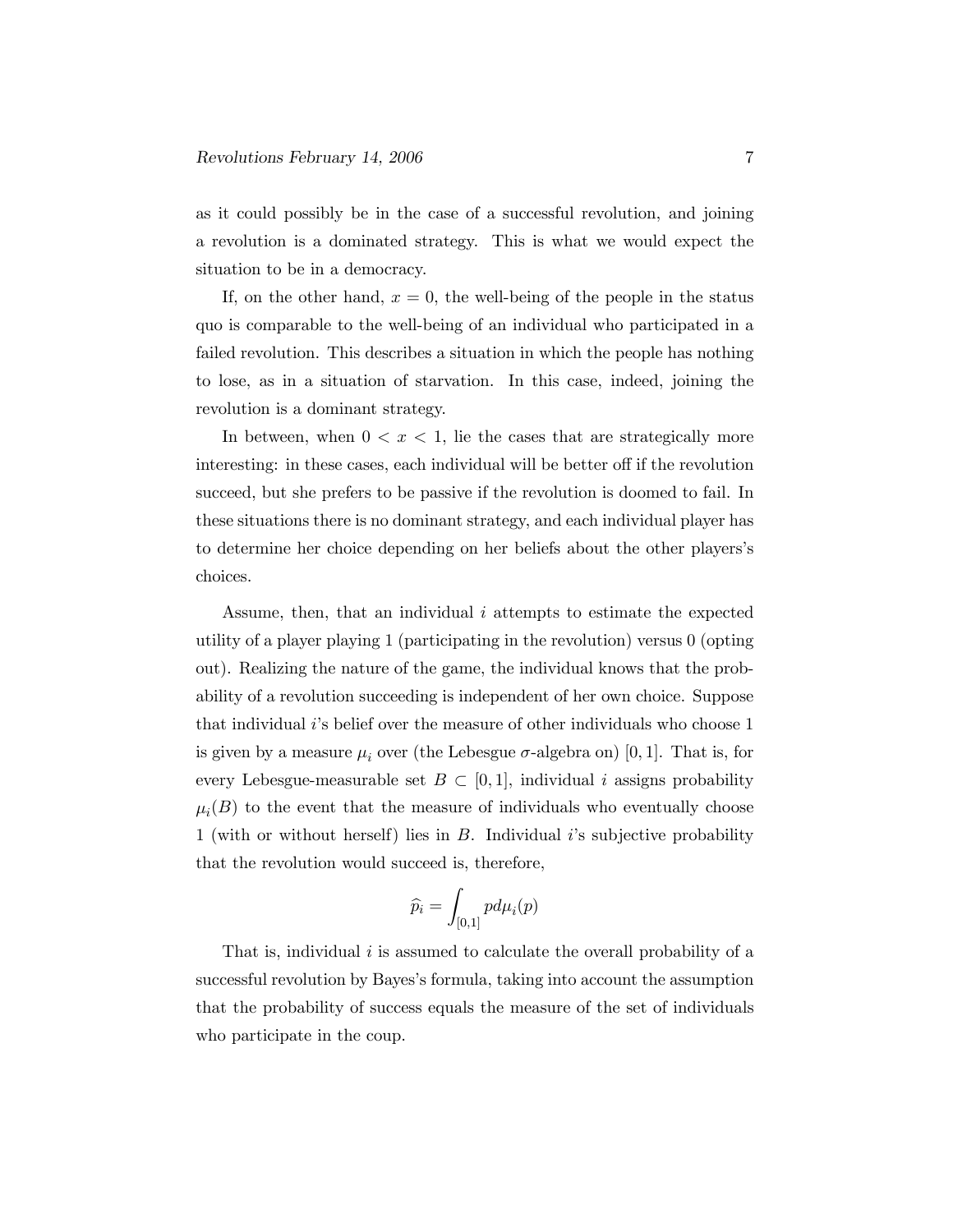as it could possibly be in the case of a successful revolution, and joining a revolution is a dominated strategy. This is what we would expect the situation to be in a democracy.

If, on the other hand, $x = 0$, the well-being of the people in the status quo is comparable to the well-being of an individual who participated in a failed revolution. This describes a situation in which the people has nothing to lose, as in a situation of starvation. In this case, indeed, joining the revolution is a dominant strategy.

In between, when $0 < x < 1$, lie the cases that are strategically more interesting: in these cases, each individual will be better off if the revolution succeed, but she prefers to be passive if the revolution is doomed to fail. In these situations there is no dominant strategy, and each individual player has to determine her choice depending on her beliefs about the other players's choices.

Assume, then, that an individual $i$ attempts to estimate the expected utility of a player playing 1 (participating in the revolution) versus 0 (opting out). Realizing the nature of the game, the individual knows that the probability of a revolution succeeding is independent of her own choice. Suppose that individual $i$'s belief over the measure of other individuals who choose 1 is given by a measure $\mu_i$ over (the Lebesgue $\sigma$-algebra on) $[0, 1]$. That is, for every Lebesgue-measurable set $B \subset [0, 1]$, individual $i$ assigns probability $\mu_i(B)$ to the event that the measure of individuals who eventually choose 1 (with or without herself) lies in $B$. Individual $i$'s subjective probability that the revolution would succeed is, therefore,

$$\widehat{p_i} = \int_{[0,1]} p d\mu_i(p)$$

That is, individual $i$ is assumed to calculate the overall probability of a successful revolution by Bayes's formula, taking into account the assumption that the probability of success equals the measure of the set of individuals who participate in the coup.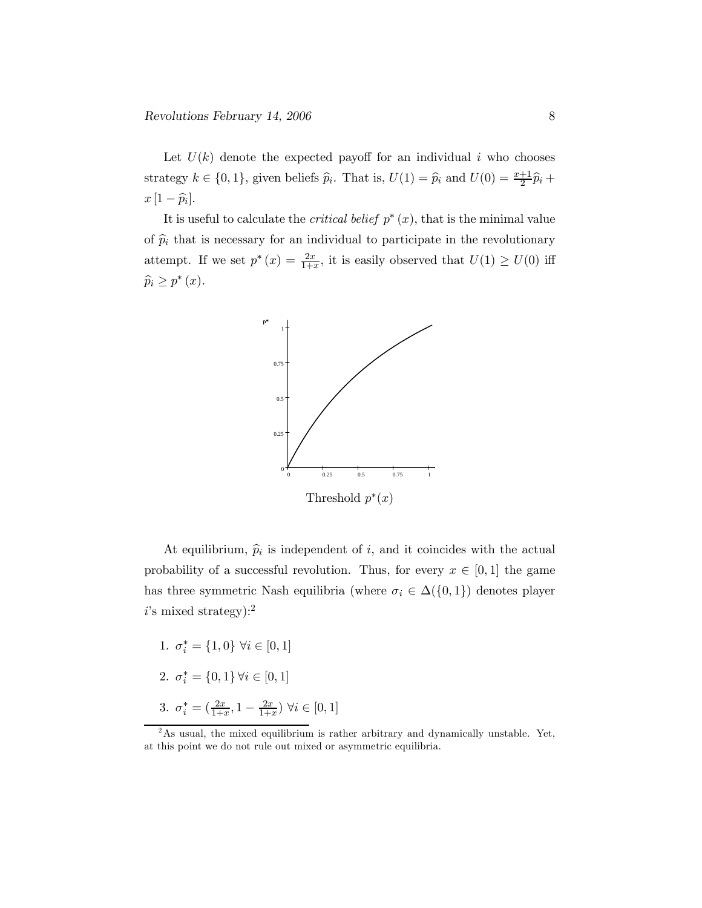Let $U(k)$ denote the expected payoff for an individual $i$ who chooses strategy $k \in \{0,1\}$, given beliefs $\widehat{p}_i$. That is, $U(1) = \widehat{p}_i$ and $U(0) = \frac{x+1}{2}\widehat{p}_i + x[1-\widehat{p}_i]$.

It is useful to calculate the *critical belief* $p^*(x)$, that is the minimal value of $\widehat{p}_i$ that is necessary for an individual to participate in the revolutionary attempt. If we set $p^*(x) = \frac{2x}{1+x}$, it is easily observed that $U(1) \geq U(0)$ iff $\widehat{p}_i \geq p^*(x)$.

Threshold $p^*(x)$

At equilibrium, $\widehat{p}_i$ is independent of $i$, and it coincides with the actual probability of a successful revolution. Thus, for every $x \in [0,1]$ the game has three symmetric Nash equilibria (where $\sigma_i \in \Delta(\{0,1\})$ denotes player $i$'s mixed strategy):[2]

1. $\sigma_i^* = \{1,0\}$ $\forall i \in [0,1]$
2. $\sigma_i^* = \{0,1\}$ $\forall i \in [0,1]$
3. $\sigma_i^* = (\frac{2x}{1+x}, 1 - \frac{2x}{1+x})$ $\forall i \in [0,1]$

[2] As usual, the mixed equilibrium is rather arbitrary and dynamically unstable. Yet, at this point we do not rule out mixed or asymmetric equilibria.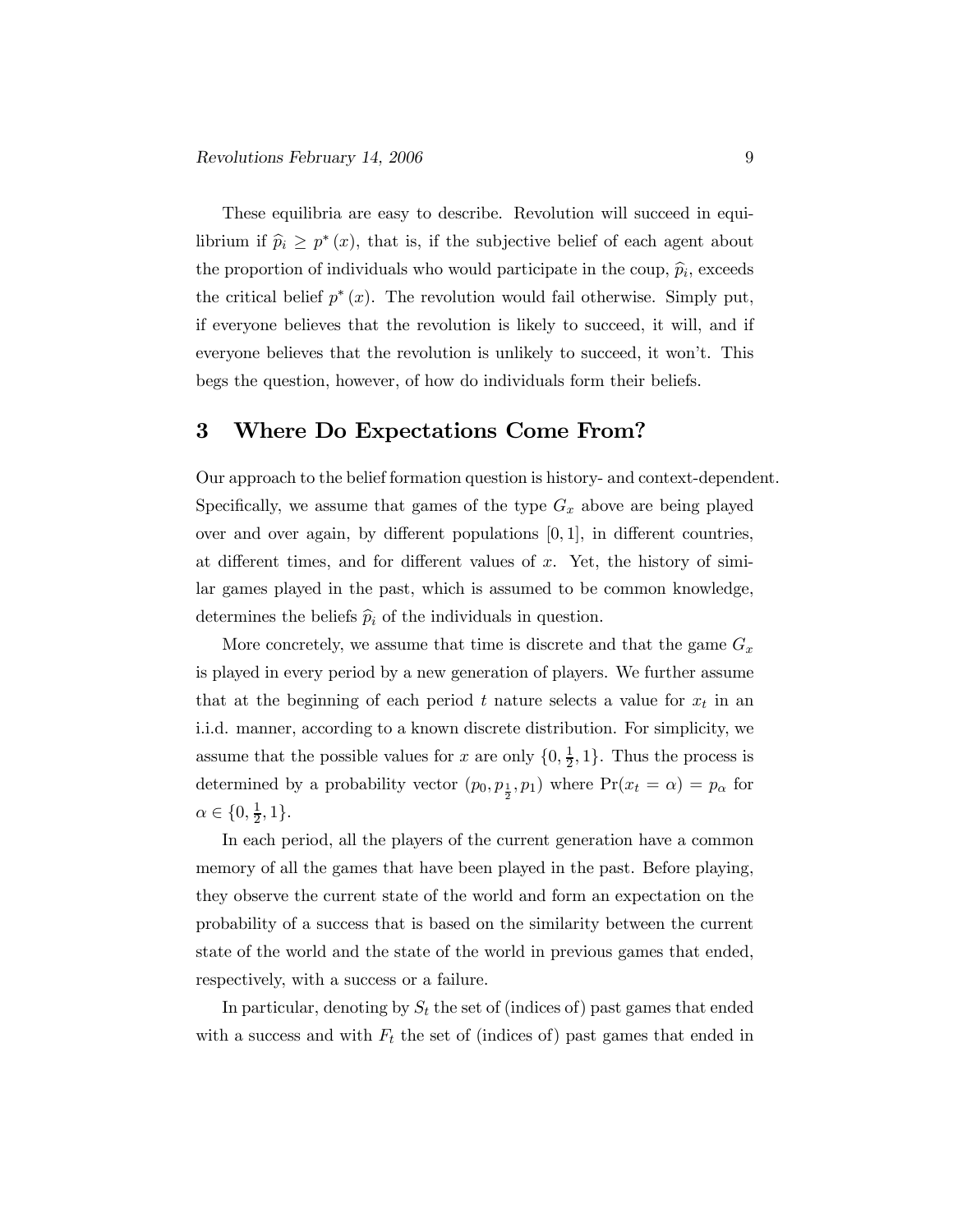These equilibria are easy to describe. Revolution will succeed in equilibrium if $\widehat{p}_i \geq p^*(x)$, that is, if the subjective belief of each agent about the proportion of individuals who would participate in the coup, $\widehat{p}_i$, exceeds the critical belief $p^*(x)$. The revolution would fail otherwise. Simply put, if everyone believes that the revolution is likely to succeed, it will, and if everyone believes that the revolution is unlikely to succeed, it won't. This begs the question, however, of how do individuals form their beliefs.

## 3 Where Do Expectations Come From?

Our approach to the belief formation question is history- and context-dependent. Specifically, we assume that games of the type $G_x$ above are being played over and over again, by different populations $[0,1]$, in different countries, at different times, and for different values of $x$. Yet, the history of similar games played in the past, which is assumed to be common knowledge, determines the beliefs $\widehat{p}_i$ of the individuals in question.

More concretely, we assume that time is discrete and that the game $G_x$ is played in every period by a new generation of players. We further assume that at the beginning of each period $t$ nature selects a value for $x_t$ in an i.i.d. manner, according to a known discrete distribution. For simplicity, we assume that the possible values for $x$ are only $\{0, \frac{1}{2}, 1\}$. Thus the process is determined by a probability vector $(p_0, p_{\frac{1}{2}}, p_1)$ where $\Pr(x_t = \alpha) = p_\alpha$ for $\alpha \in \{0, \frac{1}{2}, 1\}$.

In each period, all the players of the current generation have a common memory of all the games that have been played in the past. Before playing, they observe the current state of the world and form an expectation on the probability of a success that is based on the similarity between the current state of the world and the state of the world in previous games that ended, respectively, with a success or a failure.

In particular, denoting by $S_t$ the set of (indices of) past games that ended with a success and with $F_t$ the set of (indices of) past games that ended in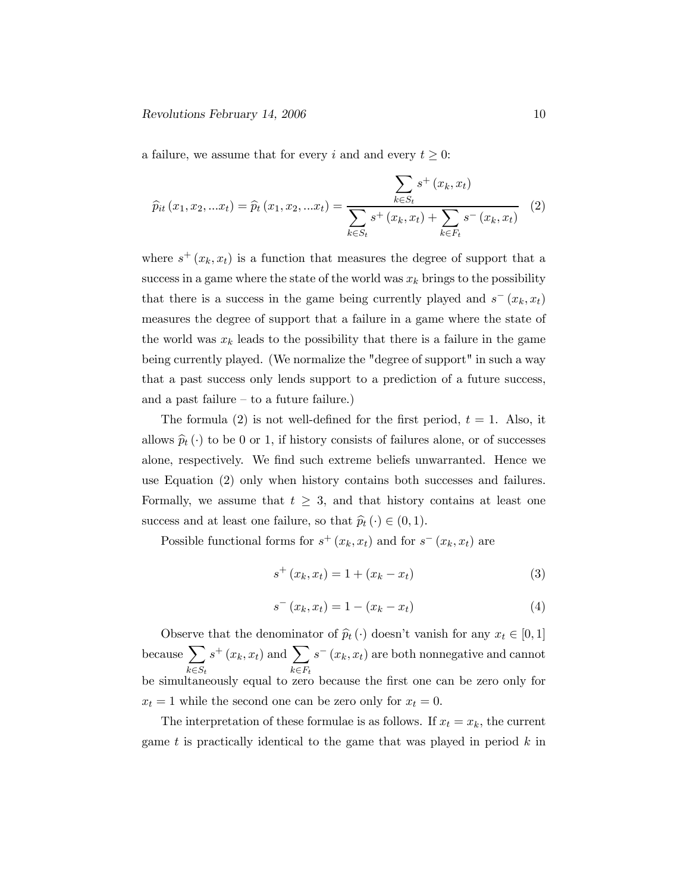a failure, we assume that for every $i$ and and every $t \geq 0$:

$$\widehat{p}_{it}(x_1, x_2, ...x_t) = \widehat{p}_t(x_1, x_2, ...x_t) = \frac{\sum_{k \in S_t} s^+(x_k, x_t)}{\sum_{k \in S_t} s^+(x_k, x_t) + \sum_{k \in F_t} s^-(x_k, x_t)} \quad (2)$$

where $s^+(x_k, x_t)$ is a function that measures the degree of support that a success in a game where the state of the world was $x_k$ brings to the possibility that there is a success in the game being currently played and $s^-(x_k, x_t)$ measures the degree of support that a failure in a game where the state of the world was $x_k$ leads to the possibility that there is a failure in the game being currently played. (We normalize the "degree of support" in such a way that a past success only lends support to a prediction of a future success, and a past failure – to a future failure.)

The formula (2) is not well-defined for the first period, $t = 1$. Also, it allows $\widehat{p}_t(\cdot)$ to be 0 or 1, if history consists of failures alone, or of successes alone, respectively. We find such extreme beliefs unwarranted. Hence we use Equation (2) only when history contains both successes and failures. Formally, we assume that $t \geq 3$, and that history contains at least one success and at least one failure, so that $\widehat{p}_t(\cdot) \in (0, 1)$.

Possible functional forms for $s^+(x_k, x_t)$ and for $s^-(x_k, x_t)$ are

$$s^+(x_k, x_t) = 1 + (x_k - x_t) \quad (3)$$

$$s^-(x_k, x_t) = 1 - (x_k - x_t) \quad (4)$$

Observe that the denominator of $\widehat{p}_t(\cdot)$ doesn't vanish for any $x_t \in [0, 1]$ because $\sum_{k \in S_t} s^+(x_k, x_t)$ and $\sum_{k \in F_t} s^-(x_k, x_t)$ are both nonnegative and cannot be simultaneously equal to zero because the first one can be zero only for $x_t = 1$ while the second one can be zero only for $x_t = 0$.

The interpretation of these formulae is as follows. If $x_t = x_k$, the current game $t$ is practically identical to the game that was played in period $k$ in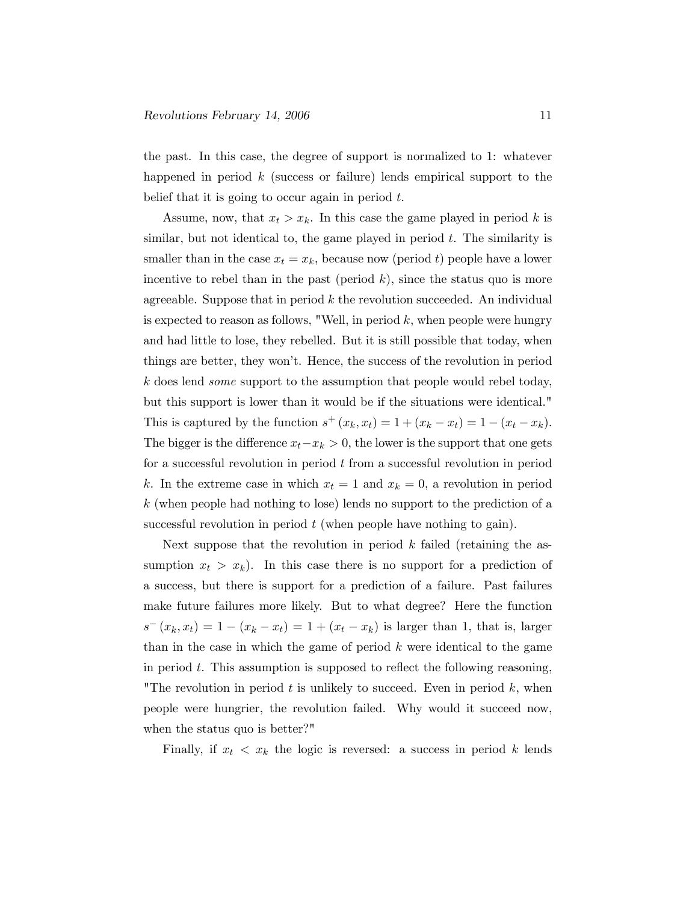the past. In this case, the degree of support is normalized to 1: whatever happened in period $k$ (success or failure) lends empirical support to the belief that it is going to occur again in period $t$.

Assume, now, that $x_t > x_k$. In this case the game played in period $k$ is similar, but not identical to, the game played in period $t$. The similarity is smaller than in the case $x_t = x_k$, because now (period $t$) people have a lower incentive to rebel than in the past (period $k$), since the status quo is more agreeable. Suppose that in period $k$ the revolution succeeded. An individual is expected to reason as follows, "Well, in period $k$, when people were hungry and had little to lose, they rebelled. But it is still possible that today, when things are better, they won't. Hence, the success of the revolution in period $k$ does lend *some* support to the assumption that people would rebel today, but this support is lower than it would be if the situations were identical." This is captured by the function $s^{+}(x_k, x_t) = 1 + (x_k - x_t) = 1 - (x_t - x_k)$. The bigger is the difference $x_t - x_k > 0$, the lower is the support that one gets for a successful revolution in period $t$ from a successful revolution in period $k$. In the extreme case in which $x_t = 1$ and $x_k = 0$, a revolution in period $k$ (when people had nothing to lose) lends no support to the prediction of a successful revolution in period $t$ (when people have nothing to gain).

Next suppose that the revolution in period $k$ failed (retaining the assumption $x_t > x_k$). In this case there is no support for a prediction of a success, but there is support for a prediction of a failure. Past failures make future failures more likely. But to what degree? Here the function $s^{-}(x_k, x_t) = 1 - (x_k - x_t) = 1 + (x_t - x_k)$ is larger than 1, that is, larger than in the case in which the game of period $k$ were identical to the game in period $t$. This assumption is supposed to reflect the following reasoning, "The revolution in period $t$ is unlikely to succeed. Even in period $k$, when people were hungrier, the revolution failed. Why would it succeed now, when the status quo is better?"

Finally, if $x_t < x_k$ the logic is reversed: a success in period $k$ lends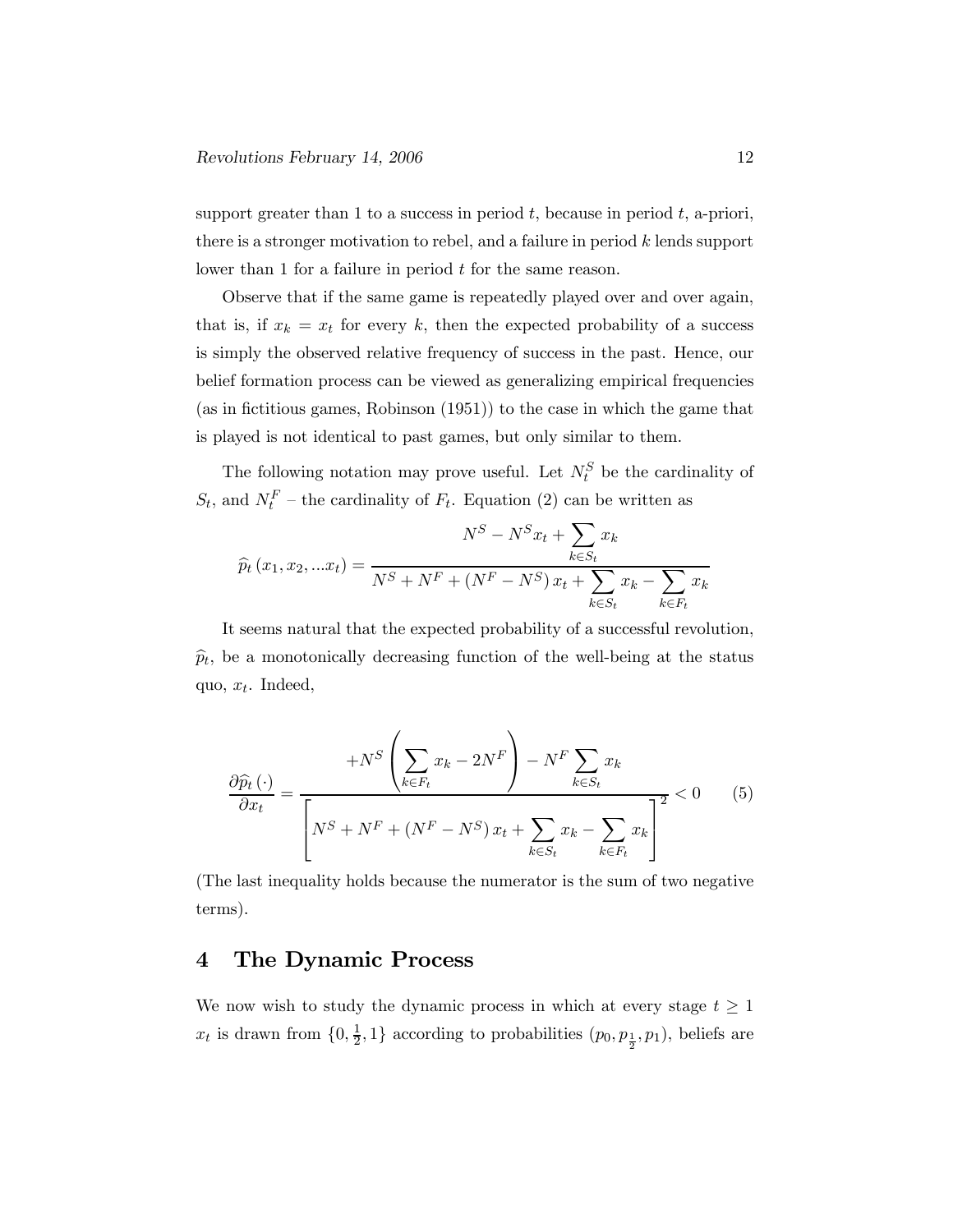support greater than 1 to a success in period $t$, because in period $t$, a-priori, there is a stronger motivation to rebel, and a failure in period $k$ lends support lower than 1 for a failure in period $t$ for the same reason.

Observe that if the same game is repeatedly played over and over again, that is, if $x_k = x_t$ for every $k$, then the expected probability of a success is simply the observed relative frequency of success in the past. Hence, our belief formation process can be viewed as generalizing empirical frequencies (as in fictitious games, Robinson (1951)) to the case in which the game that is played is not identical to past games, but only similar to them.

The following notation may prove useful. Let $N_t^S$ be the cardinality of $S_t$, and $N_t^F$ – the cardinality of $F_t$. Equation (2) can be written as

$$\widehat{p}_t\left(x_1, x_2, ...x_t\right) = \frac{N^S - N^S x_t + \sum_{k \in S_t} x_k}{N^S + N^F + \left(N^F - N^S\right) x_t + \sum_{k \in S_t} x_k - \sum_{k \in F_t} x_k}$$

It seems natural that the expected probability of a successful revolution, $\widehat{p}_t$, be a monotonically decreasing function of the well-being at the status quo, $x_t$. Indeed,

$$\frac{\partial \widehat{p}_t\left(\cdot\right)}{\partial x_t} = \frac{+N^S\left(\sum_{k \in F_t} x_k - 2N^F\right) - N^F \sum_{k \in S_t} x_k}{\left[N^S + N^F + \left(N^F - N^S\right) x_t + \sum_{k \in S_t} x_k - \sum_{k \in F_t} x_k\right]^2} < 0 \qquad (5)$$

(The last inequality holds because the numerator is the sum of two negative terms).

## 4 The Dynamic Process

We now wish to study the dynamic process in which at every stage $t \geq 1$ $x_t$ is drawn from $\{0, \frac{1}{2}, 1\}$ according to probabilities $(p_0, p_{\frac{1}{2}}, p_1)$, beliefs are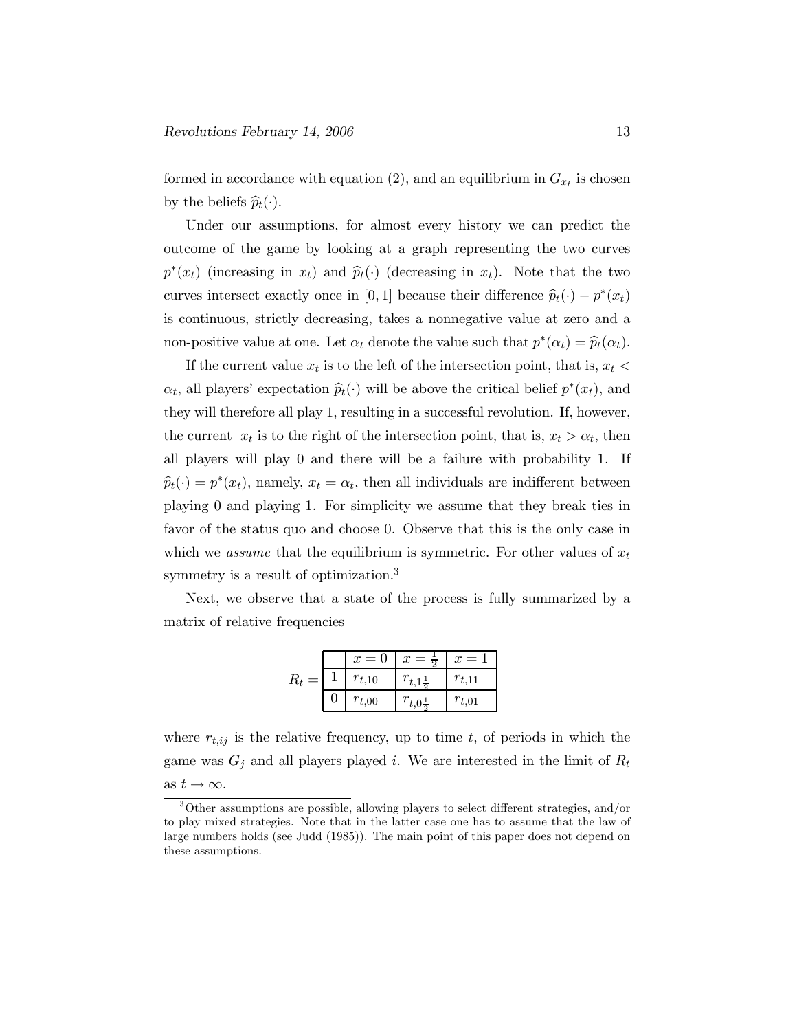formed in accordance with equation (2), and an equilibrium in $G_{x_t}$ is chosen by the beliefs $\widehat{p}_t(\cdot)$.

Under our assumptions, for almost every history we can predict the outcome of the game by looking at a graph representing the two curves $p^*(x_t)$ (increasing in $x_t$) and $\widehat{p}_t(\cdot)$ (decreasing in $x_t$). Note that the two curves intersect exactly once in $[0,1]$ because their difference $\widehat{p}_t(\cdot) - p^*(x_t)$ is continuous, strictly decreasing, takes a nonnegative value at zero and a non-positive value at one. Let $\alpha_t$ denote the value such that $p^*(\alpha_t) = \widehat{p}_t(\alpha_t)$.

If the current value $x_t$ is to the left of the intersection point, that is, $x_t < \alpha_t$, all players' expectation $\widehat{p}_t(\cdot)$ will be above the critical belief $p^*(x_t)$, and they will therefore all play 1, resulting in a successful revolution. If, however, the current $x_t$ is to the right of the intersection point, that is, $x_t > \alpha_t$, then all players will play 0 and there will be a failure with probability 1. If $\widehat{p}_t(\cdot) = p^*(x_t)$, namely, $x_t = \alpha_t$, then all individuals are indifferent between playing 0 and playing 1. For simplicity we assume that they break ties in favor of the status quo and choose 0. Observe that this is the only case in which we *assume* that the equilibrium is symmetric. For other values of $x_t$ symmetry is a result of optimization.[3]

Next, we observe that a state of the process is fully summarized by a matrix of relative frequencies

$R_t =$

| | $x = 0$ | $x = \frac{1}{2}$ | $x = 1$ |
|---|---|---|---|
| 1 | $r_{t,10}$ | $r_{t,1\frac{1}{2}}$ | $r_{t,11}$ |
| 0 | $r_{t,00}$ | $r_{t,0\frac{1}{2}}$ | $r_{t,01}$ |

where $r_{t,ij}$ is the relative frequency, up to time $t$, of periods in which the game was $G_j$ and all players played $i$. We are interested in the limit of $R_t$ as $t \to \infty$.

[3] Other assumptions are possible, allowing players to select different strategies, and/or to play mixed strategies. Note that in the latter case one has to assume that the law of large numbers holds (see Judd (1985)). The main point of this paper does not depend on these assumptions.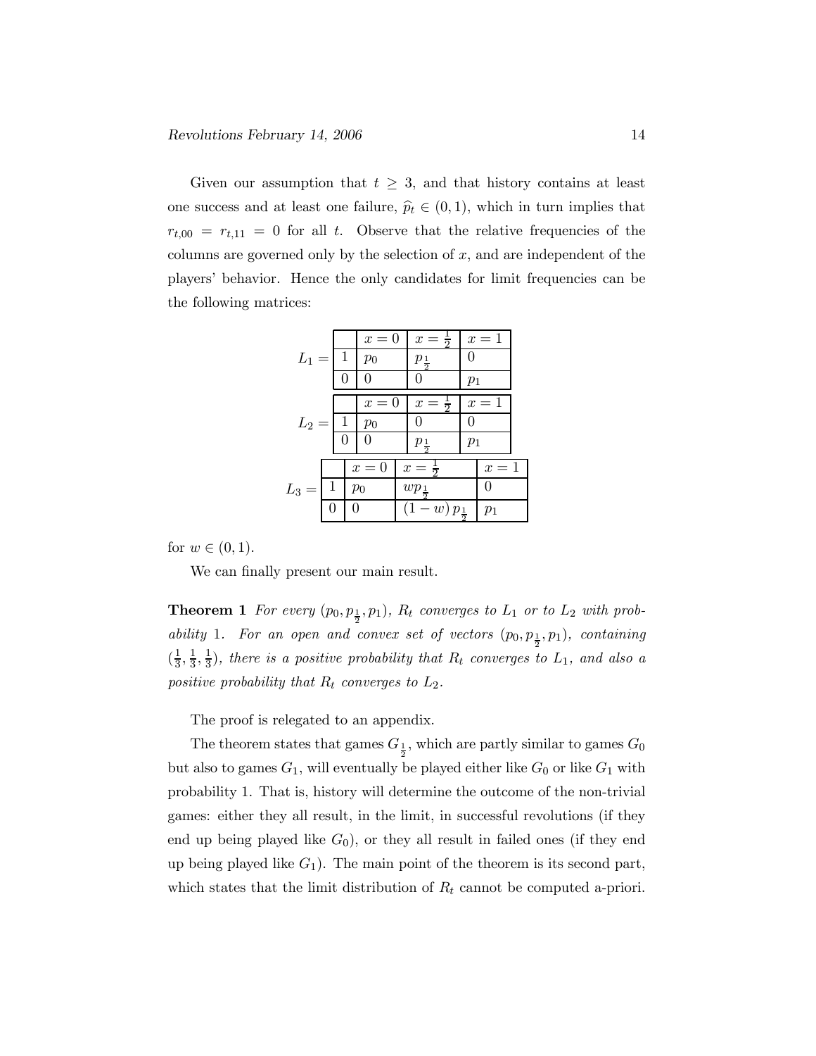Given our assumption that $t \geq 3$, and that history contains at least one success and at least one failure, $\widehat{p}_t \in (0,1)$, which in turn implies that $r_{t,00} = r_{t,11} = 0$ for all $t$. Observe that the relative frequencies of the columns are governed only by the selection of $x$, and are independent of the players' behavior. Hence the only candidates for limit frequencies can be the following matrices:

$L_1 =$

| | $x=0$ | $x=\frac{1}{2}$ | $x=1$ |
|---|---|---|---|
| 1 | $p_0$ | $p_{\frac{1}{2}}$ | 0 |
| 0 | 0 | 0 | $p_1$ |

$L_2 =$

| | $x=0$ | $x=\frac{1}{2}$ | $x=1$ |
|---|---|---|---|
| 1 | $p_0$ | 0 | 0 |
| 0 | 0 | $p_{\frac{1}{2}}$ | $p_1$ |

$L_3 =$

| | $x=0$ | $x=\frac{1}{2}$ | $x=1$ |
|---|---|---|---|
| 1 | $p_0$ | $wp_{\frac{1}{2}}$ | 0 |
| 0 | 0 | $(1-w)\,p_{\frac{1}{2}}$ | $p_1$ |

for $w \in (0,1)$.

We can finally present our main result.

**Theorem 1** *For every $(p_0, p_{\frac{1}{2}}, p_1)$, $R_t$ converges to $L_1$ or to $L_2$ with probability 1. For an open and convex set of vectors $(p_0, p_{\frac{1}{2}}, p_1)$, containing $(\frac{1}{3}, \frac{1}{3}, \frac{1}{3})$, there is a positive probability that $R_t$ converges to $L_1$, and also a positive probability that $R_t$ converges to $L_2$.*

The proof is relegated to an appendix.

The theorem states that games $G_{\frac{1}{2}}$, which are partly similar to games $G_0$ but also to games $G_1$, will eventually be played either like $G_0$ or like $G_1$ with probability 1. That is, history will determine the outcome of the non-trivial games: either they all result, in the limit, in successful revolutions (if they end up being played like $G_0$), or they all result in failed ones (if they end up being played like $G_1$). The main point of the theorem is its second part, which states that the limit distribution of $R_t$ cannot be computed a-priori.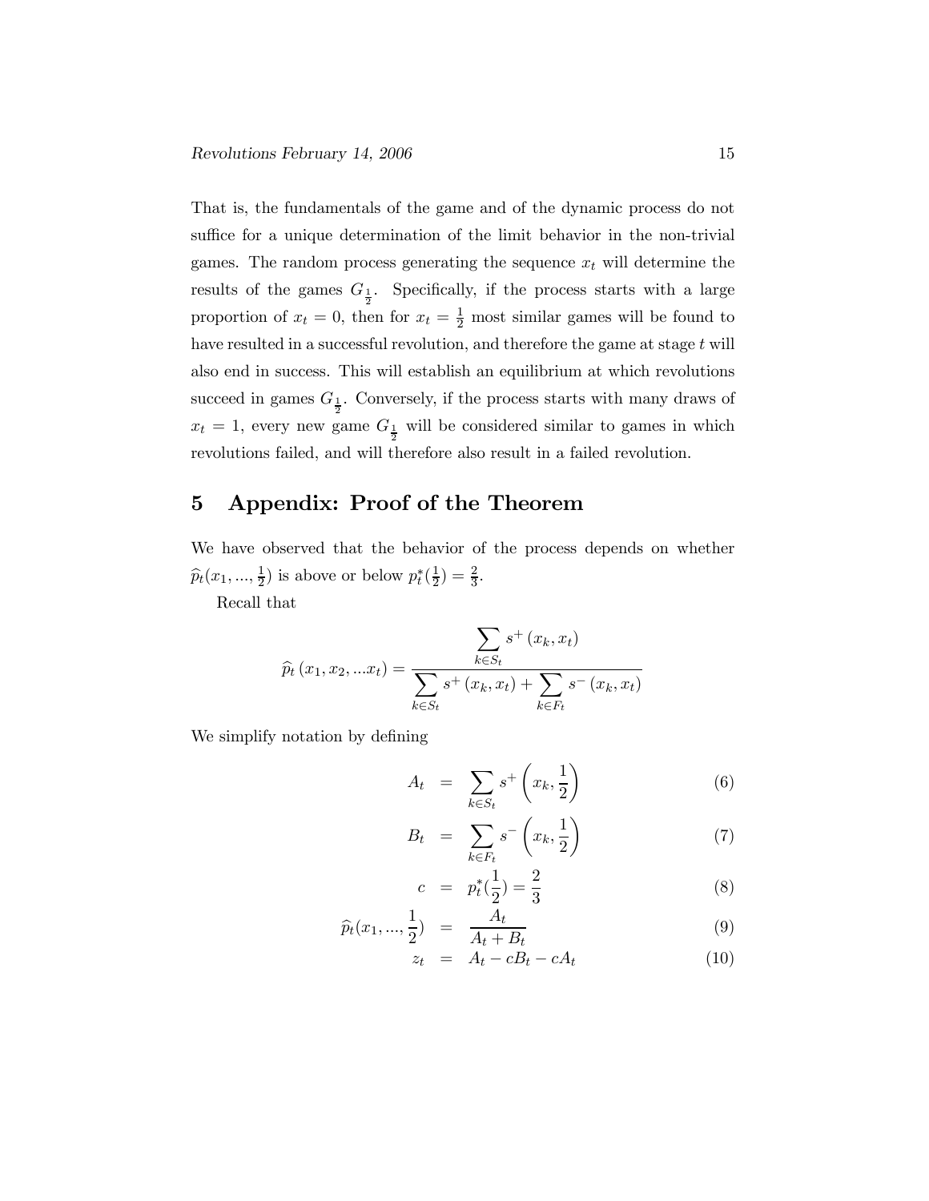That is, the fundamentals of the game and of the dynamic process do not suffice for a unique determination of the limit behavior in the non-trivial games. The random process generating the sequence $x_t$ will determine the results of the games $G_{\frac{1}{2}}$. Specifically, if the process starts with a large proportion of $x_t = 0$, then for $x_t = \frac{1}{2}$ most similar games will be found to have resulted in a successful revolution, and therefore the game at stage $t$ will also end in success. This will establish an equilibrium at which revolutions succeed in games $G_{\frac{1}{2}}$. Conversely, if the process starts with many draws of $x_t = 1$, every new game $G_{\frac{1}{2}}$ will be considered similar to games in which revolutions failed, and will therefore also result in a failed revolution.

## 5 Appendix: Proof of the Theorem

We have observed that the behavior of the process depends on whether $\widehat{p}_t(x_1, ..., \frac{1}{2})$ is above or below $p_t^*(\frac{1}{2}) = \frac{2}{3}$.

Recall that

$$\widehat{p}_t\left(x_1, x_2, ...x_t\right) = \frac{\displaystyle\sum_{k \in S_t} s^+\left(x_k, x_t\right)}{\displaystyle\sum_{k \in S_t} s^+\left(x_k, x_t\right) + \sum_{k \in F_t} s^-\left(x_k, x_t\right)}$$

We simplify notation by defining

$$A_t = \sum_{k \in S_t} s^+\left(x_k, \frac{1}{2}\right) \tag{6}$$

$$B_t = \sum_{k \in F_t} s^-\left(x_k, \frac{1}{2}\right) \tag{7}$$

$$c = p_t^*(\frac{1}{2}) = \frac{2}{3} \tag{8}$$

$$\widehat{p}_t(x_1, ..., \frac{1}{2}) = \frac{A_t}{A_t + B_t} \tag{9}$$

$$z_t = A_t - cB_t - cA_t \tag{10}$$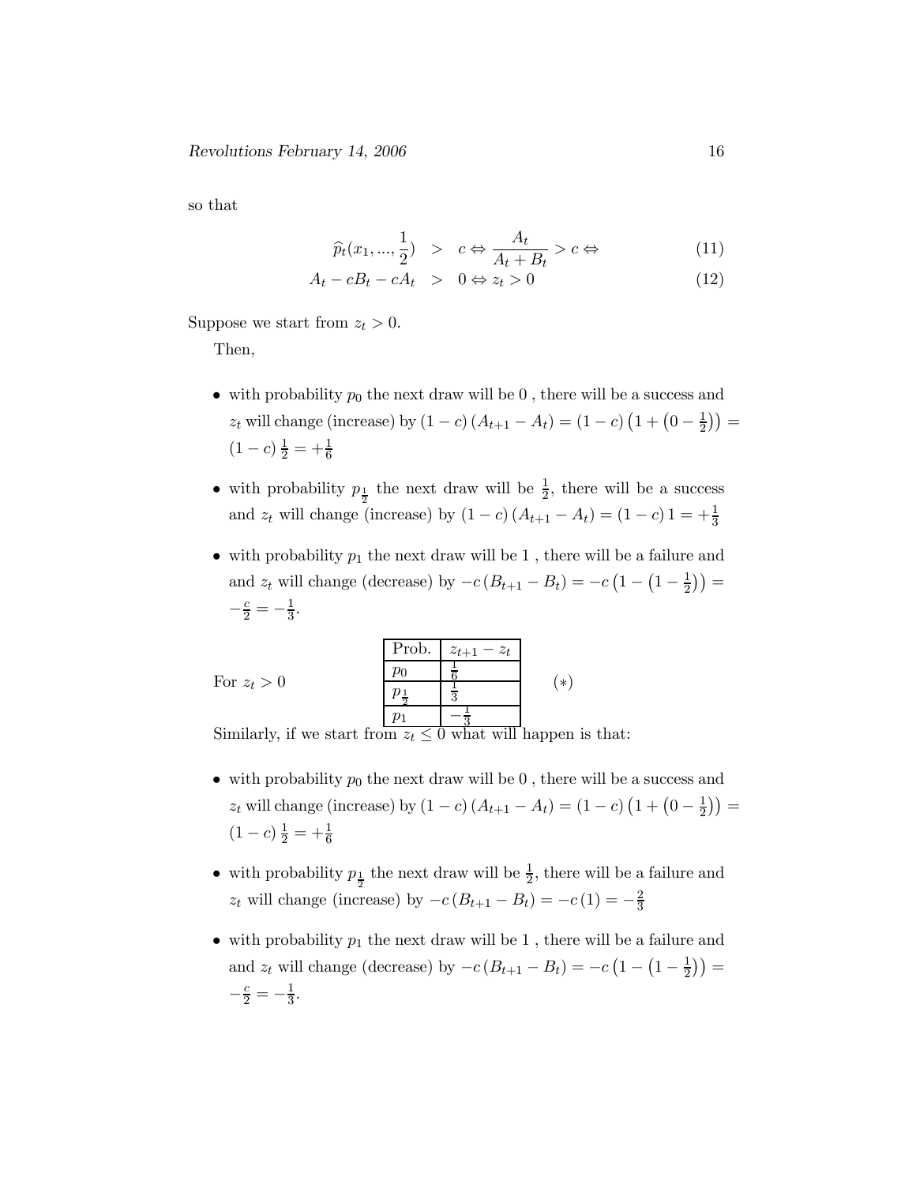so that

$$\widehat{p}_t(x_1, ..., \frac{1}{2}) > c \Leftrightarrow \frac{A_t}{A_t + B_t} > c \Leftrightarrow \tag{11}$$

$$A_t - cB_t - cA_t > 0 \Leftrightarrow z_t > 0 \tag{12}$$

Suppose we start from $z_t > 0$.

Then,

- with probability $p_0$ the next draw will be 0 , there will be a success and $z_t$ will change (increase) by $(1-c)(A_{t+1} - A_t) = (1-c)\left(1 + \left(0 - \frac{1}{2}\right)\right) = (1-c)\frac{1}{2} = +\frac{1}{6}$
- with probability $p_{\frac{1}{2}}$ the next draw will be $\frac{1}{2}$, there will be a success and $z_t$ will change (increase) by $(1-c)(A_{t+1} - A_t) = (1-c)\,1 = +\frac{1}{3}$
- with probability $p_1$ the next draw will be 1 , there will be a failure and and $z_t$ will change (decrease) by $-c(B_{t+1} - B_t) = -c\left(1 - \left(1 - \frac{1}{2}\right)\right) = -\frac{c}{2} = -\frac{1}{3}$.

For $z_t > 0$ $\quad (*)$

| Prob. | $z_{t+1} - z_t$ |
|---|---|
| $p_0$ | $\frac{1}{6}$ |
| $p_{\frac{1}{2}}$ | $\frac{1}{3}$ |
| $p_1$ | $-\frac{1}{3}$ |

Similarly, if we start from $z_t \leq 0$ what will happen is that:

- with probability $p_0$ the next draw will be 0 , there will be a success and $z_t$ will change (increase) by $(1-c)(A_{t+1} - A_t) = (1-c)\left(1 + \left(0 - \frac{1}{2}\right)\right) = (1-c)\frac{1}{2} = +\frac{1}{6}$
- with probability $p_{\frac{1}{2}}$ the next draw will be $\frac{1}{2}$, there will be a failure and $z_t$ will change (increase) by $-c(B_{t+1} - B_t) = -c(1) = -\frac{2}{3}$
- with probability $p_1$ the next draw will be 1 , there will be a failure and and $z_t$ will change (decrease) by $-c(B_{t+1} - B_t) = -c\left(1 - \left(1 - \frac{1}{2}\right)\right) = -\frac{c}{2} = -\frac{1}{3}$.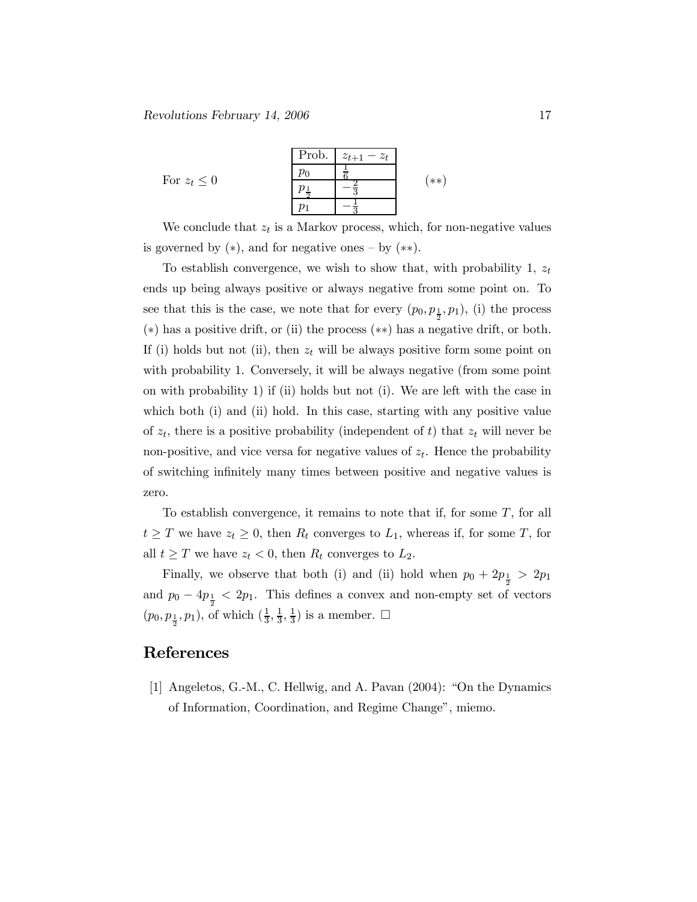For $z_t \leq 0$

| Prob. | $z_{t+1} - z_t$ |
|---|---|
| $p_0$ | $\frac{1}{6}$ |
| $p_{\frac{1}{2}}$ | $-\frac{2}{3}$ |
| $p_1$ | $-\frac{1}{3}$ |

$(**)$

We conclude that $z_t$ is a Markov process, which, for non-negative values is governed by $(*)$, and for negative ones – by $(**)$.

To establish convergence, we wish to show that, with probability 1, $z_t$ ends up being always positive or always negative from some point on. To see that this is the case, we note that for every $(p_0, p_{\frac{1}{2}}, p_1)$, (i) the process $(*)$ has a positive drift, or (ii) the process $(**)$ has a negative drift, or both. If (i) holds but not (ii), then $z_t$ will be always positive form some point on with probability 1. Conversely, it will be always negative (from some point on with probability 1) if (ii) holds but not (i). We are left with the case in which both (i) and (ii) hold. In this case, starting with any positive value of $z_t$, there is a positive probability (independent of $t$) that $z_t$ will never be non-positive, and vice versa for negative values of $z_t$. Hence the probability of switching infinitely many times between positive and negative values is zero.

To establish convergence, it remains to note that if, for some $T$, for all $t \geq T$ we have $z_t \geq 0$, then $R_t$ converges to $L_1$, whereas if, for some $T$, for all $t \geq T$ we have $z_t < 0$, then $R_t$ converges to $L_2$.

Finally, we observe that both (i) and (ii) hold when $p_0 + 2p_{\frac{1}{2}} > 2p_1$ and $p_0 - 4p_{\frac{1}{2}} < 2p_1$. This defines a convex and non-empty set of vectors $(p_0, p_{\frac{1}{2}}, p_1)$, of which $(\frac{1}{3}, \frac{1}{3}, \frac{1}{3})$ is a member. $\square$

## References

[1] Angeletos, G.-M., C. Hellwig, and A. Pavan (2004): "On the Dynamics of Information, Coordination, and Regime Change", miemo.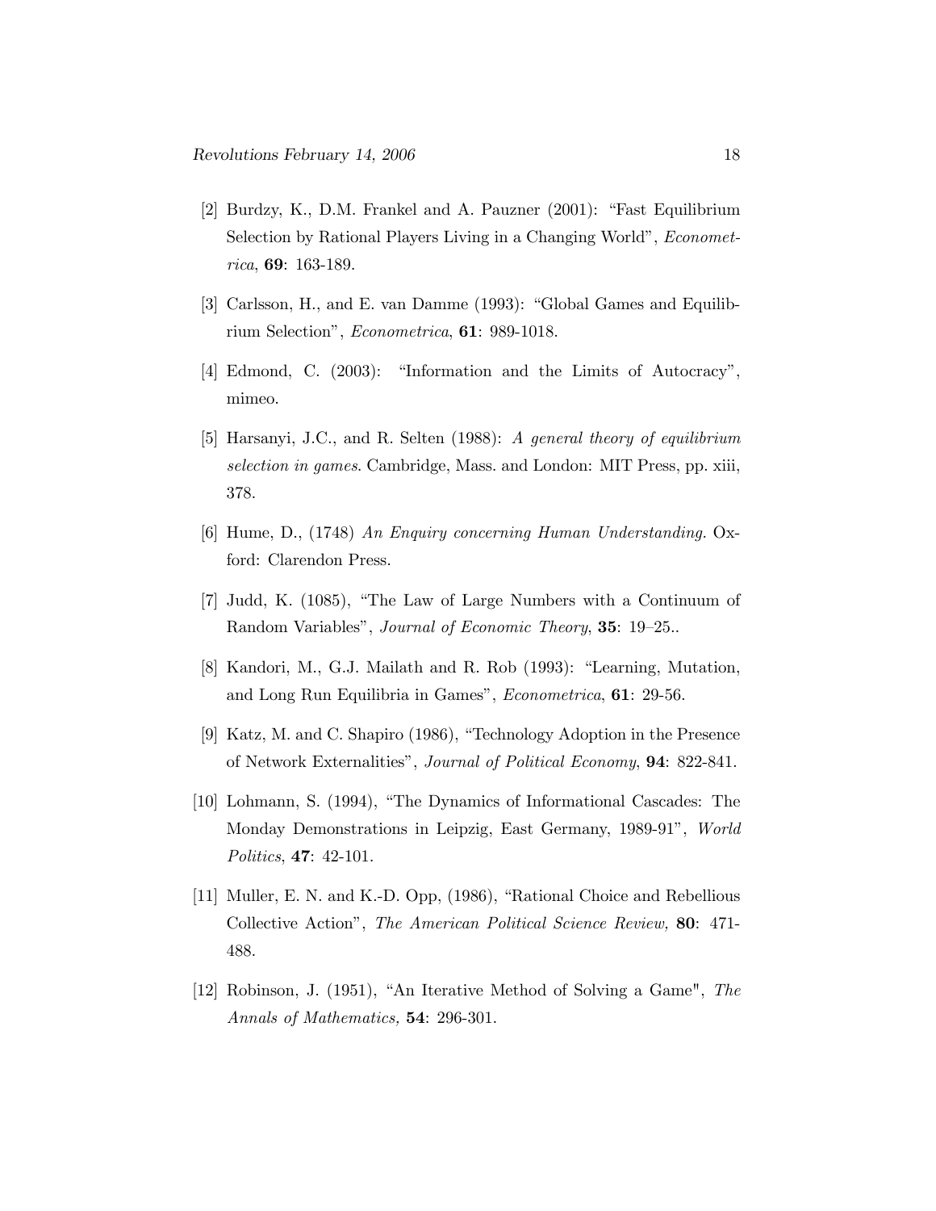[2] Burdzy, K., D.M. Frankel and A. Pauzner (2001): "Fast Equilibrium Selection by Rational Players Living in a Changing World", *Econometrica*, **69**: 163-189.

[3] Carlsson, H., and E. van Damme (1993): "Global Games and Equilibrium Selection", *Econometrica*, **61**: 989-1018.

[4] Edmond, C. (2003): "Information and the Limits of Autocracy", mimeo.

[5] Harsanyi, J.C., and R. Selten (1988): *A general theory of equilibrium selection in games*. Cambridge, Mass. and London: MIT Press, pp. xiii, 378.

[6] Hume, D., (1748) *An Enquiry concerning Human Understanding*. Oxford: Clarendon Press.

[7] Judd, K. (1085), "The Law of Large Numbers with a Continuum of Random Variables", *Journal of Economic Theory*, **35**: 19–25..

[8] Kandori, M., G.J. Mailath and R. Rob (1993): "Learning, Mutation, and Long Run Equilibria in Games", *Econometrica*, **61**: 29-56.

[9] Katz, M. and C. Shapiro (1986), "Technology Adoption in the Presence of Network Externalities", *Journal of Political Economy*, **94**: 822-841.

[10] Lohmann, S. (1994), "The Dynamics of Informational Cascades: The Monday Demonstrations in Leipzig, East Germany, 1989-91", *World Politics*, **47**: 42-101.

[11] Muller, E. N. and K.-D. Opp, (1986), "Rational Choice and Rebellious Collective Action", *The American Political Science Review,* **80**: 471-488.

[12] Robinson, J. (1951), "An Iterative Method of Solving a Game", *The Annals of Mathematics,* **54**: 296-301.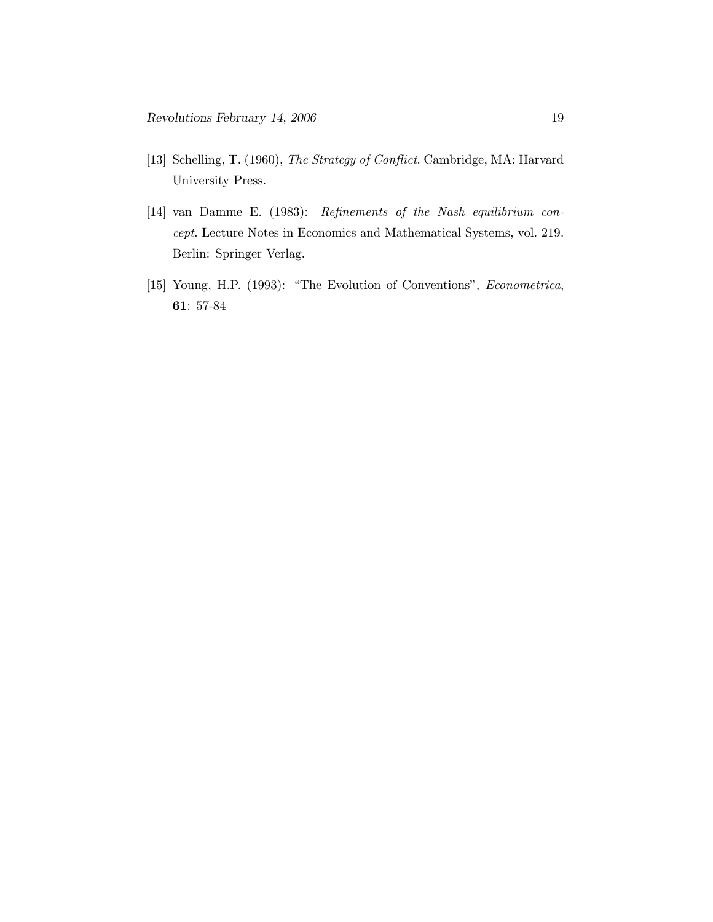[13] Schelling, T. (1960), *The Strategy of Conflict*. Cambridge, MA: Harvard University Press.

[14] van Damme E. (1983): *Refinements of the Nash equilibrium concept*. Lecture Notes in Economics and Mathematical Systems, vol. 219. Berlin: Springer Verlag.

[15] Young, H.P. (1993): "The Evolution of Conventions", *Econometrica*, **61**: 57-84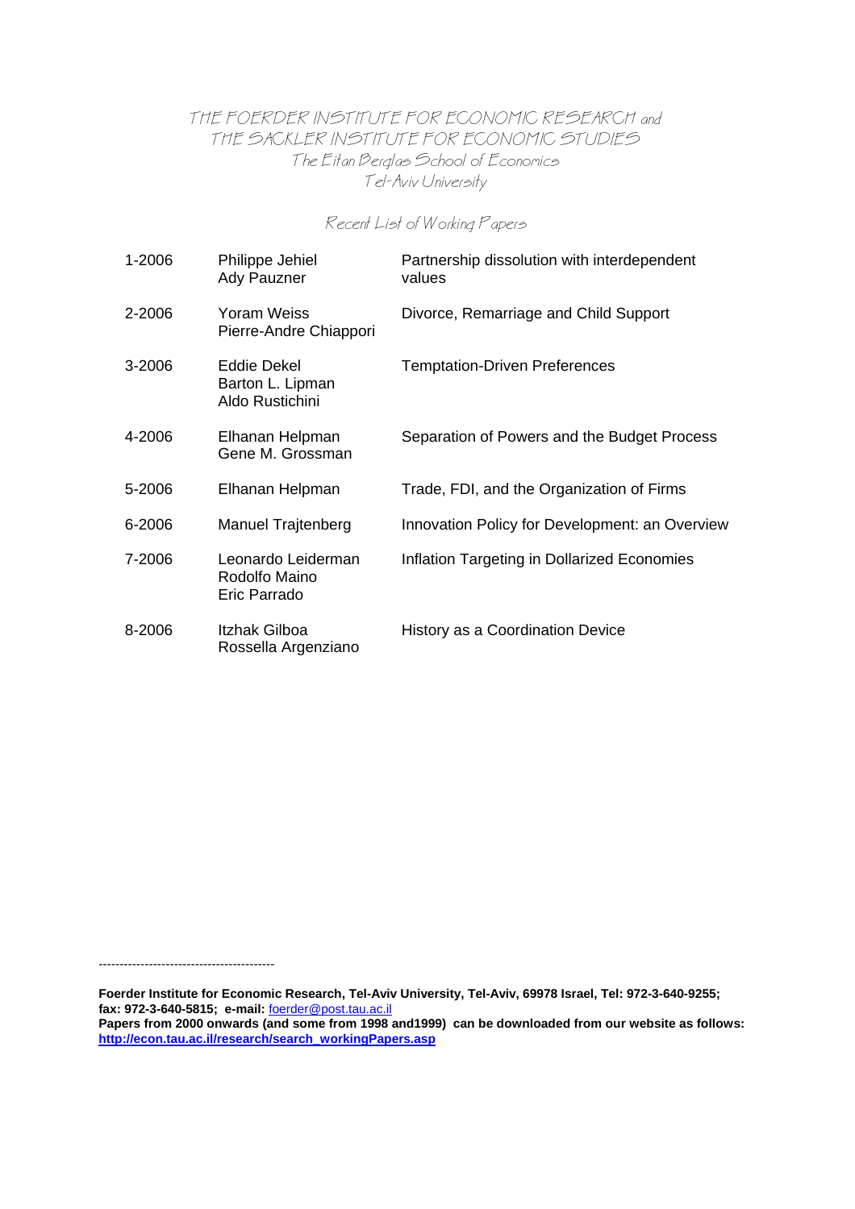THE FOERDER INSTITUTE FOR ECONOMIC RESEARCH and
THE SACKLER INSTITUTE FOR ECONOMIC STUDIES
The Eitan Berglas School of Economics
Tel-Aviv University

*Recent List of Working Papers*

| | | |
|---|---|---|
| 1-2006 | Philippe Jehiel<br>Ady Pauzner | Partnership dissolution with interdependent values |
| 2-2006 | Yoram Weiss<br>Pierre-Andre Chiappori | Divorce, Remarriage and Child Support |
| 3-2006 | Eddie Dekel<br>Barton L. Lipman<br>Aldo Rustichini | Temptation-Driven Preferences |
| 4-2006 | Elhanan Helpman<br>Gene M. Grossman | Separation of Powers and the Budget Process |
| 5-2006 | Elhanan Helpman | Trade, FDI, and the Organization of Firms |
| 6-2006 | Manuel Trajtenberg | Innovation Policy for Development: an Overview |
| 7-2006 | Leonardo Leiderman<br>Rodolfo Maino<br>Eric Parrado | Inflation Targeting in Dollarized Economies |
| 8-2006 | Itzhak Gilboa<br>Rossella Argenziano | History as a Coordination Device |

------------------------------------------

**Foerder Institute for Economic Research, Tel-Aviv University, Tel-Aviv, 69978 Israel, Tel: 972-3-640-9255; fax: 972-3-640-5815; e-mail:** foerder@post.tau.ac.il
**Papers from 2000 onwards (and some from 1998 and1999) can be downloaded from our website as follows: http://econ.tau.ac.il/research/search_workingPapers.asp**